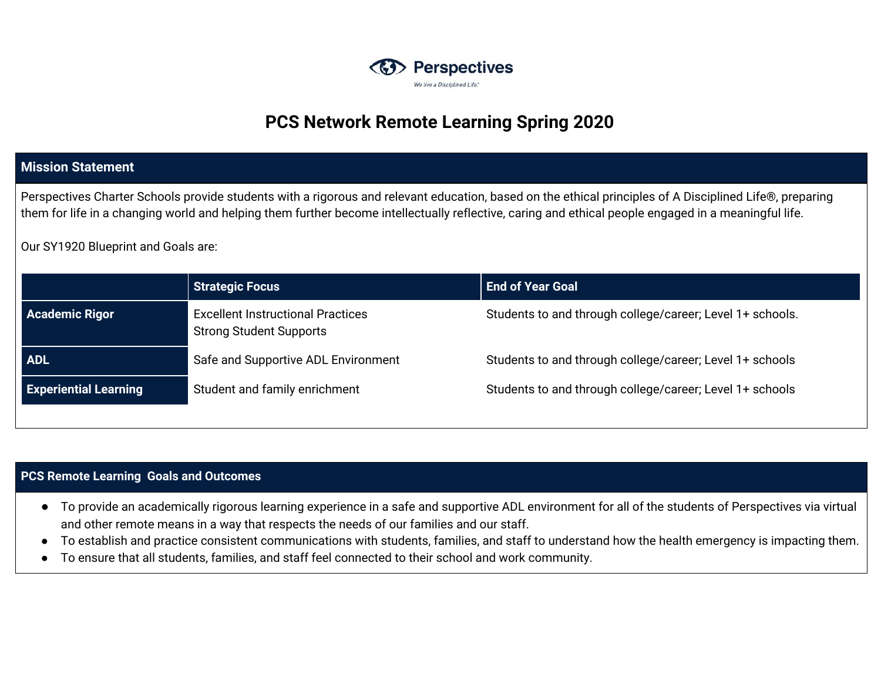Perspectives

We live a Disciplined Life®

# PCS Network Remote Learning Spring 2020

## Mission Statement

Perspectives Charter Schools provide students with a rigorous and relevant education, based on the ethical principles of A Disciplined Life®, preparing them for life in a changing world and helping them further become intellectually reflective, caring and ethical people engaged in a meaningful life.

Our SY1920 Blueprint and Goals are:

| | Strategic Focus | End of Year Goal |
|---|---|---|
| **Academic Rigor** | Excellent Instructional Practices<br>Strong Student Supports | Students to and through college/career; Level 1+ schools. |
| **ADL** | Safe and Supportive ADL Environment | Students to and through college/career; Level 1+ schools |
| **Experiential Learning** | Student and family enrichment | Students to and through college/career; Level 1+ schools |

## PCS Remote Learning Goals and Outcomes

- To provide an academically rigorous learning experience in a safe and supportive ADL environment for all of the students of Perspectives via virtual and other remote means in a way that respects the needs of our families and our staff.
- To establish and practice consistent communications with students, families, and staff to understand how the health emergency is impacting them.
- To ensure that all students, families, and staff feel connected to their school and work community.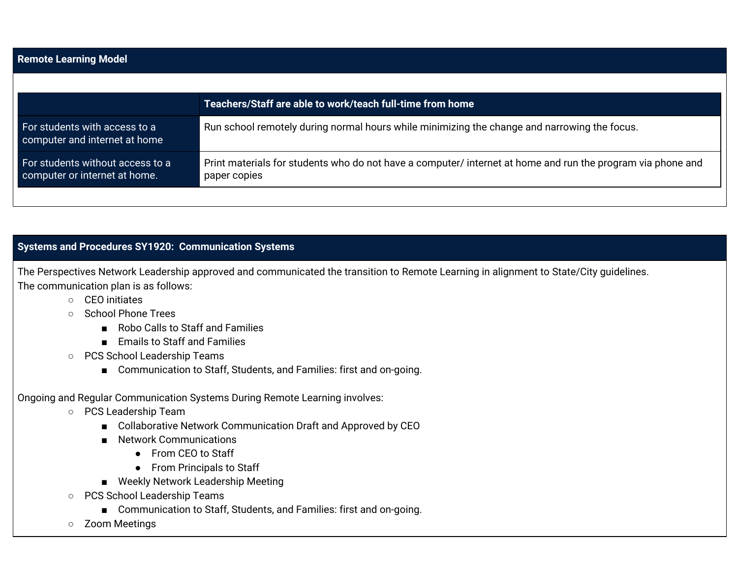## Remote Learning Model

| | Teachers/Staff are able to work/teach full-time from home |
|---|---|
| For students with access to a computer and internet at home | Run school remotely during normal hours while minimizing the change and narrowing the focus. |
| For students without access to a computer or internet at home. | Print materials for students who do not have a computer/ internet at home and run the program via phone and paper copies |

## Systems and Procedures SY1920: Communication Systems

The Perspectives Network Leadership approved and communicated the transition to Remote Learning in alignment to State/City guidelines.
The communication plan is as follows:

- CEO initiates
- School Phone Trees
  - Robo Calls to Staff and Families
  - Emails to Staff and Families
- PCS School Leadership Teams
  - Communication to Staff, Students, and Families: first and on-going.

Ongoing and Regular Communication Systems During Remote Learning involves:

- PCS Leadership Team
  - Collaborative Network Communication Draft and Approved by CEO
  - Network Communications
    - From CEO to Staff
    - From Principals to Staff
  - Weekly Network Leadership Meeting
- PCS School Leadership Teams
  - Communication to Staff, Students, and Families: first and on-going.
- Zoom Meetings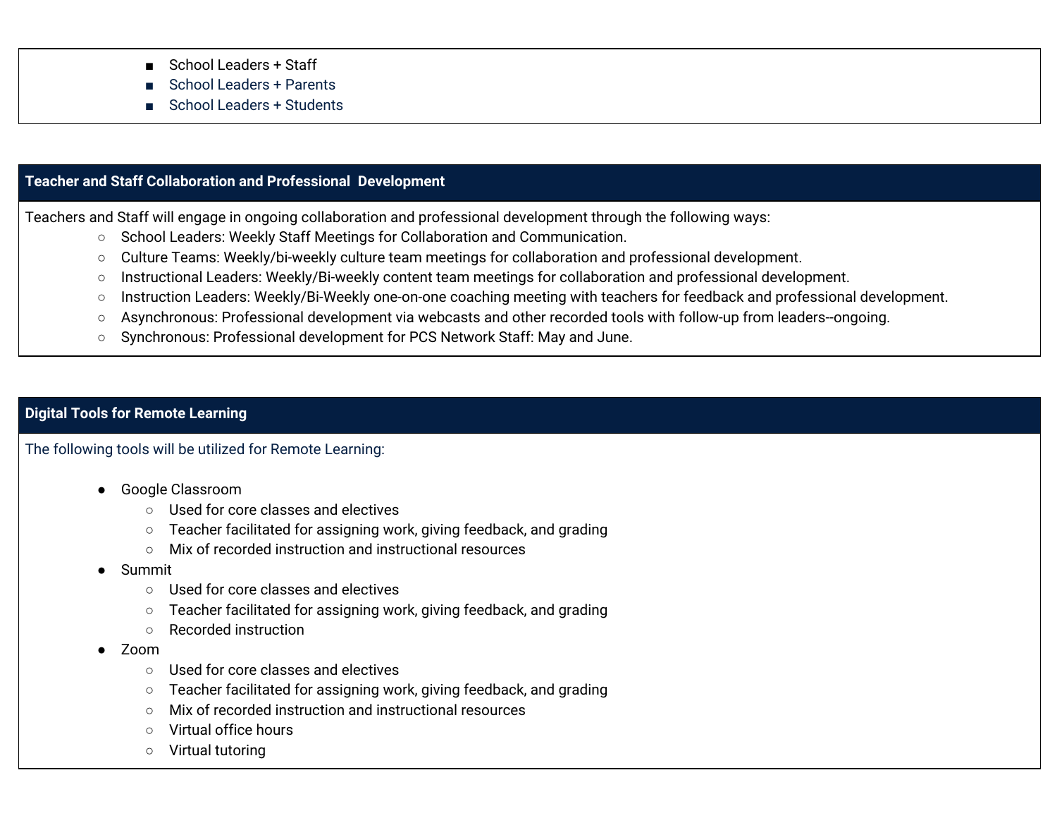- School Leaders + Staff
- School Leaders + Parents
- School Leaders + Students

## Teacher and Staff Collaboration and Professional Development

Teachers and Staff will engage in ongoing collaboration and professional development through the following ways:

- School Leaders: Weekly Staff Meetings for Collaboration and Communication.
- Culture Teams: Weekly/bi-weekly culture team meetings for collaboration and professional development.
- Instructional Leaders: Weekly/Bi-weekly content team meetings for collaboration and professional development.
- Instruction Leaders: Weekly/Bi-Weekly one-on-one coaching meeting with teachers for feedback and professional development.
- Asynchronous: Professional development via webcasts and other recorded tools with follow-up from leaders--ongoing.
- Synchronous: Professional development for PCS Network Staff: May and June.

## Digital Tools for Remote Learning

The following tools will be utilized for Remote Learning:

- Google Classroom
  - Used for core classes and electives
  - Teacher facilitated for assigning work, giving feedback, and grading
  - Mix of recorded instruction and instructional resources
- Summit
  - Used for core classes and electives
  - Teacher facilitated for assigning work, giving feedback, and grading
  - Recorded instruction
- Zoom
  - Used for core classes and electives
  - Teacher facilitated for assigning work, giving feedback, and grading
  - Mix of recorded instruction and instructional resources
  - Virtual office hours
  - Virtual tutoring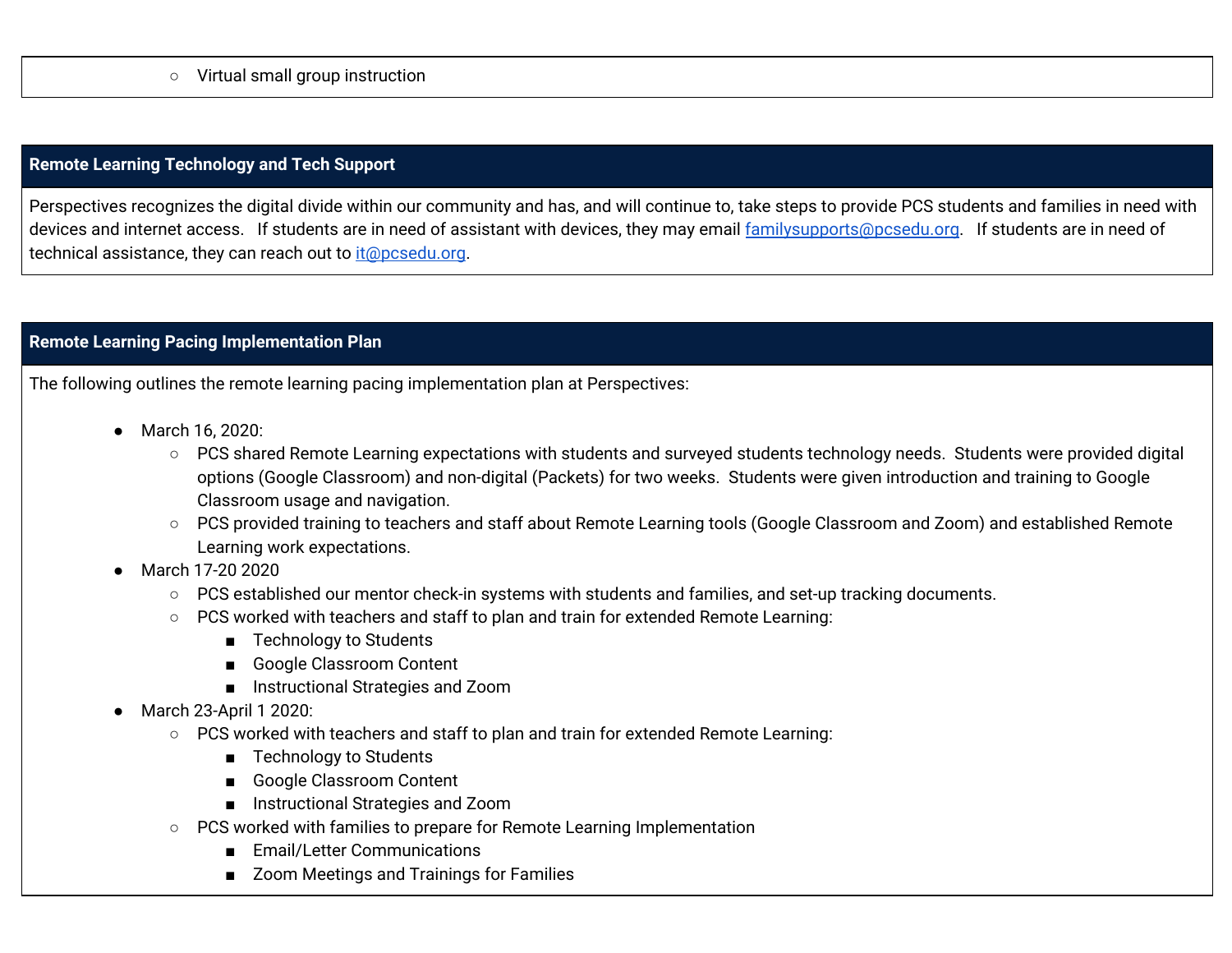- Virtual small group instruction

## Remote Learning Technology and Tech Support

Perspectives recognizes the digital divide within our community and has, and will continue to, take steps to provide PCS students and families in need with devices and internet access. If students are in need of assistant with devices, they may email familysupports@pcsedu.org. If students are in need of technical assistance, they can reach out to it@pcsedu.org.

## Remote Learning Pacing Implementation Plan

The following outlines the remote learning pacing implementation plan at Perspectives:

- March 16, 2020:
  - PCS shared Remote Learning expectations with students and surveyed students technology needs. Students were provided digital options (Google Classroom) and non-digital (Packets) for two weeks. Students were given introduction and training to Google Classroom usage and navigation.
  - PCS provided training to teachers and staff about Remote Learning tools (Google Classroom and Zoom) and established Remote Learning work expectations.
- March 17-20 2020
  - PCS established our mentor check-in systems with students and families, and set-up tracking documents.
  - PCS worked with teachers and staff to plan and train for extended Remote Learning:
    - Technology to Students
    - Google Classroom Content
    - Instructional Strategies and Zoom
- March 23-April 1 2020:
  - PCS worked with teachers and staff to plan and train for extended Remote Learning:
    - Technology to Students
    - Google Classroom Content
    - Instructional Strategies and Zoom
  - PCS worked with families to prepare for Remote Learning Implementation
    - Email/Letter Communications
    - Zoom Meetings and Trainings for Families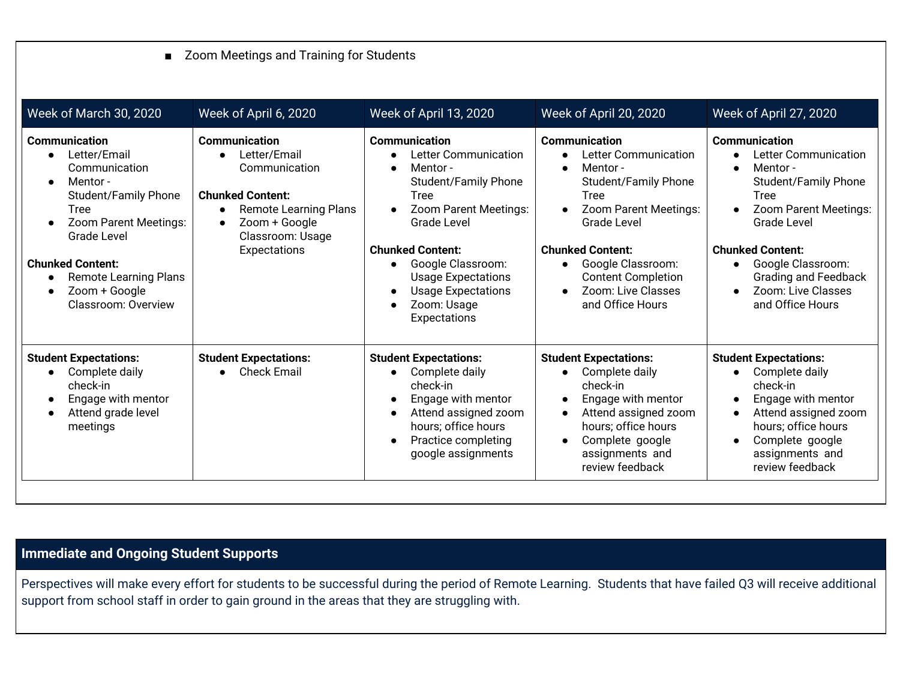- Zoom Meetings and Training for Students

| Week of March 30, 2020 | Week of April 6, 2020 | Week of April 13, 2020 | Week of April 20, 2020 | Week of April 27, 2020 |
|---|---|---|---|---|
| **Communication**<br>• Letter/Email Communication<br>• Mentor - Student/Family Phone Tree<br>• Zoom Parent Meetings: Grade Level<br><br>**Chunked Content:**<br>• Remote Learning Plans<br>• Zoom + Google Classroom: Overview | **Communication**<br>• Letter/Email Communication<br><br>**Chunked Content:**<br>• Remote Learning Plans<br>• Zoom + Google Classroom: Usage Expectations | **Communication**<br>• Letter Communication<br>• Mentor - Student/Family Phone Tree<br>• Zoom Parent Meetings: Grade Level<br><br>**Chunked Content:**<br>• Google Classroom: Usage Expectations<br>• Usage Expectations<br>• Zoom: Usage Expectations | **Communication**<br>• Letter Communication<br>• Mentor - Student/Family Phone Tree<br>• Zoom Parent Meetings: Grade Level<br><br>**Chunked Content:**<br>• Google Classroom: Content Completion<br>• Zoom: Live Classes and Office Hours | **Communication**<br>• Letter Communication<br>• Mentor - Student/Family Phone Tree<br>• Zoom Parent Meetings: Grade Level<br><br>**Chunked Content:**<br>• Google Classroom: Grading and Feedback<br>• Zoom: Live Classes and Office Hours |
| **Student Expectations:**<br>• Complete daily check-in<br>• Engage with mentor<br>• Attend grade level meetings | **Student Expectations:**<br>• Check Email | **Student Expectations:**<br>• Complete daily check-in<br>• Engage with mentor<br>• Attend assigned zoom hours; office hours<br>• Practice completing google assignments | **Student Expectations:**<br>• Complete daily check-in<br>• Engage with mentor<br>• Attend assigned zoom hours; office hours<br>• Complete google assignments and review feedback | **Student Expectations:**<br>• Complete daily check-in<br>• Engage with mentor<br>• Attend assigned zoom hours; office hours<br>• Complete google assignments and review feedback |

## Immediate and Ongoing Student Supports

Perspectives will make every effort for students to be successful during the period of Remote Learning. Students that have failed Q3 will receive additional support from school staff in order to gain ground in the areas that they are struggling with.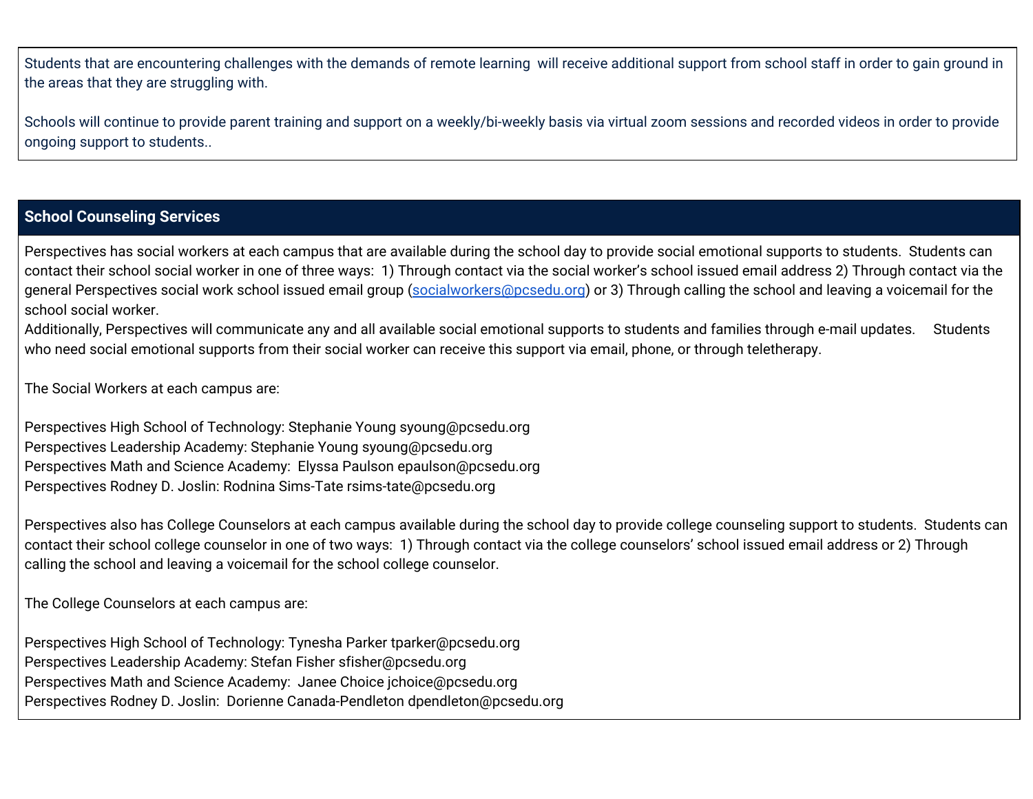Students that are encountering challenges with the demands of remote learning  will receive additional support from school staff in order to gain ground in the areas that they are struggling with.

Schools will continue to provide parent training and support on a weekly/bi-weekly basis via virtual zoom sessions and recorded videos in order to provide ongoing support to students..

## School Counseling Services

Perspectives has social workers at each campus that are available during the school day to provide social emotional supports to students.  Students can contact their school social worker in one of three ways:  1) Through contact via the social worker's school issued email address 2) Through contact via the general Perspectives social work school issued email group (socialworkers@pcsedu.org) or 3) Through calling the school and leaving a voicemail for the school social worker.
Additionally, Perspectives will communicate any and all available social emotional supports to students and families through e-mail updates.    Students who need social emotional supports from their social worker can receive this support via email, phone, or through teletherapy.

The Social Workers at each campus are:

Perspectives High School of Technology: Stephanie Young syoung@pcsedu.org
Perspectives Leadership Academy: Stephanie Young syoung@pcsedu.org
Perspectives Math and Science Academy:  Elyssa Paulson epaulson@pcsedu.org
Perspectives Rodney D. Joslin: Rodnina Sims-Tate rsims-tate@pcsedu.org

Perspectives also has College Counselors at each campus available during the school day to provide college counseling support to students.  Students can contact their school college counselor in one of two ways:  1) Through contact via the college counselors' school issued email address or 2) Through calling the school and leaving a voicemail for the school college counselor.

The College Counselors at each campus are:

Perspectives High School of Technology: Tynesha Parker tparker@pcsedu.org
Perspectives Leadership Academy: Stefan Fisher sfisher@pcsedu.org
Perspectives Math and Science Academy:  Janee Choice jchoice@pcsedu.org
Perspectives Rodney D. Joslin:  Dorienne Canada-Pendleton dpendleton@pcsedu.org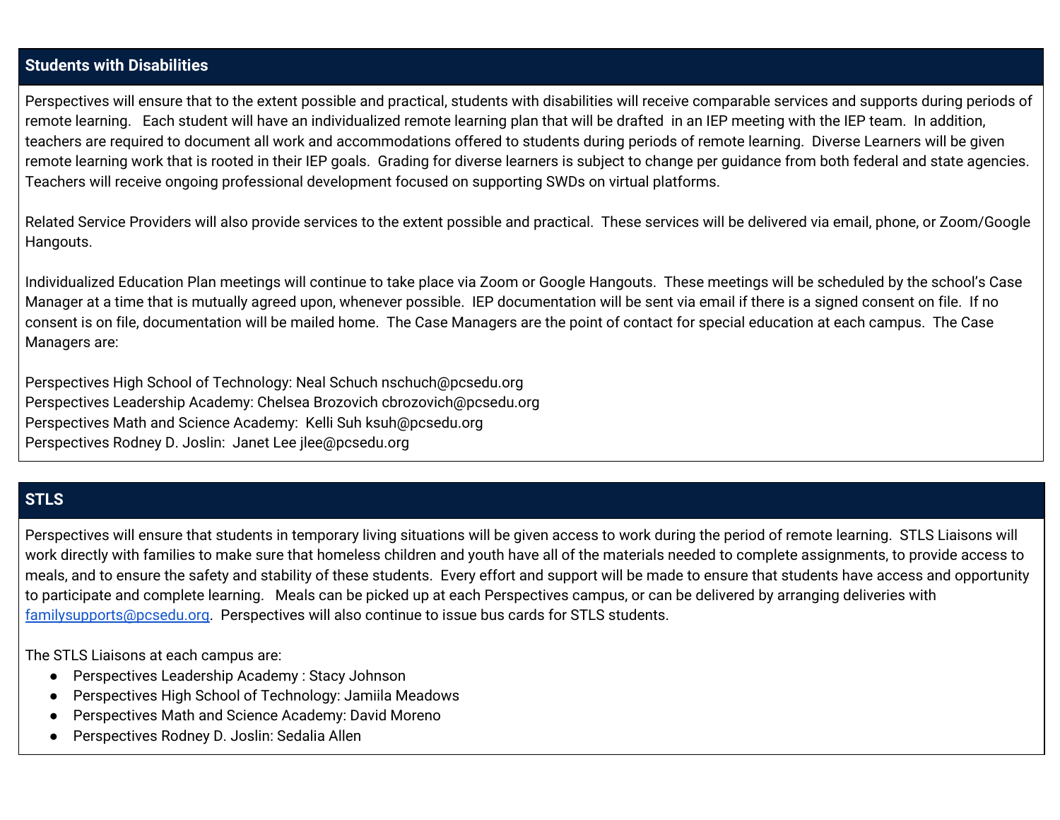## Students with Disabilities

Perspectives will ensure that to the extent possible and practical, students with disabilities will receive comparable services and supports during periods of remote learning. Each student will have an individualized remote learning plan that will be drafted in an IEP meeting with the IEP team. In addition, teachers are required to document all work and accommodations offered to students during periods of remote learning. Diverse Learners will be given remote learning work that is rooted in their IEP goals. Grading for diverse learners is subject to change per guidance from both federal and state agencies. Teachers will receive ongoing professional development focused on supporting SWDs on virtual platforms.

Related Service Providers will also provide services to the extent possible and practical. These services will be delivered via email, phone, or Zoom/Google Hangouts.

Individualized Education Plan meetings will continue to take place via Zoom or Google Hangouts. These meetings will be scheduled by the school's Case Manager at a time that is mutually agreed upon, whenever possible. IEP documentation will be sent via email if there is a signed consent on file. If no consent is on file, documentation will be mailed home. The Case Managers are the point of contact for special education at each campus. The Case Managers are:

Perspectives High School of Technology: Neal Schuch nschuch@pcsedu.org
Perspectives Leadership Academy: Chelsea Brozovich cbrozovich@pcsedu.org
Perspectives Math and Science Academy: Kelli Suh ksuh@pcsedu.org
Perspectives Rodney D. Joslin: Janet Lee jlee@pcsedu.org

## STLS

Perspectives will ensure that students in temporary living situations will be given access to work during the period of remote learning. STLS Liaisons will work directly with families to make sure that homeless children and youth have all of the materials needed to complete assignments, to provide access to meals, and to ensure the safety and stability of these students. Every effort and support will be made to ensure that students have access and opportunity to participate and complete learning. Meals can be picked up at each Perspectives campus, or can be delivered by arranging deliveries with familysupports@pcsedu.org. Perspectives will also continue to issue bus cards for STLS students.

The STLS Liaisons at each campus are:

- Perspectives Leadership Academy : Stacy Johnson
- Perspectives High School of Technology: Jamiila Meadows
- Perspectives Math and Science Academy: David Moreno
- Perspectives Rodney D. Joslin: Sedalia Allen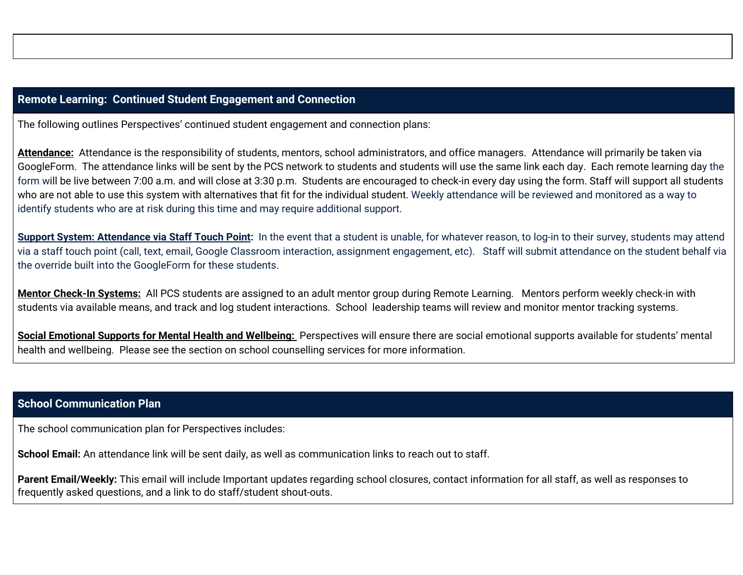## Remote Learning: Continued Student Engagement and Connection

The following outlines Perspectives' continued student engagement and connection plans:

**Attendance:** Attendance is the responsibility of students, mentors, school administrators, and office managers. Attendance will primarily be taken via GoogleForm. The attendance links will be sent by the PCS network to students and students will use the same link each day. Each remote learning day the form will be live between 7:00 a.m. and will close at 3:30 p.m. Students are encouraged to check-in every day using the form. Staff will support all students who are not able to use this system with alternatives that fit for the individual student. Weekly attendance will be reviewed and monitored as a way to identify students who are at risk during this time and may require additional support.

**Support System: Attendance via Staff Touch Point:** In the event that a student is unable, for whatever reason, to log-in to their survey, students may attend via a staff touch point (call, text, email, Google Classroom interaction, assignment engagement, etc). Staff will submit attendance on the student behalf via the override built into the GoogleForm for these students.

**Mentor Check-In Systems:** All PCS students are assigned to an adult mentor group during Remote Learning. Mentors perform weekly check-in with students via available means, and track and log student interactions. School leadership teams will review and monitor mentor tracking systems.

**Social Emotional Supports for Mental Health and Wellbeing:** Perspectives will ensure there are social emotional supports available for students' mental health and wellbeing. Please see the section on school counselling services for more information.

## School Communication Plan

The school communication plan for Perspectives includes:

**School Email:** An attendance link will be sent daily, as well as communication links to reach out to staff.

**Parent Email/Weekly:** This email will include Important updates regarding school closures, contact information for all staff, as well as responses to frequently asked questions, and a link to do staff/student shout-outs.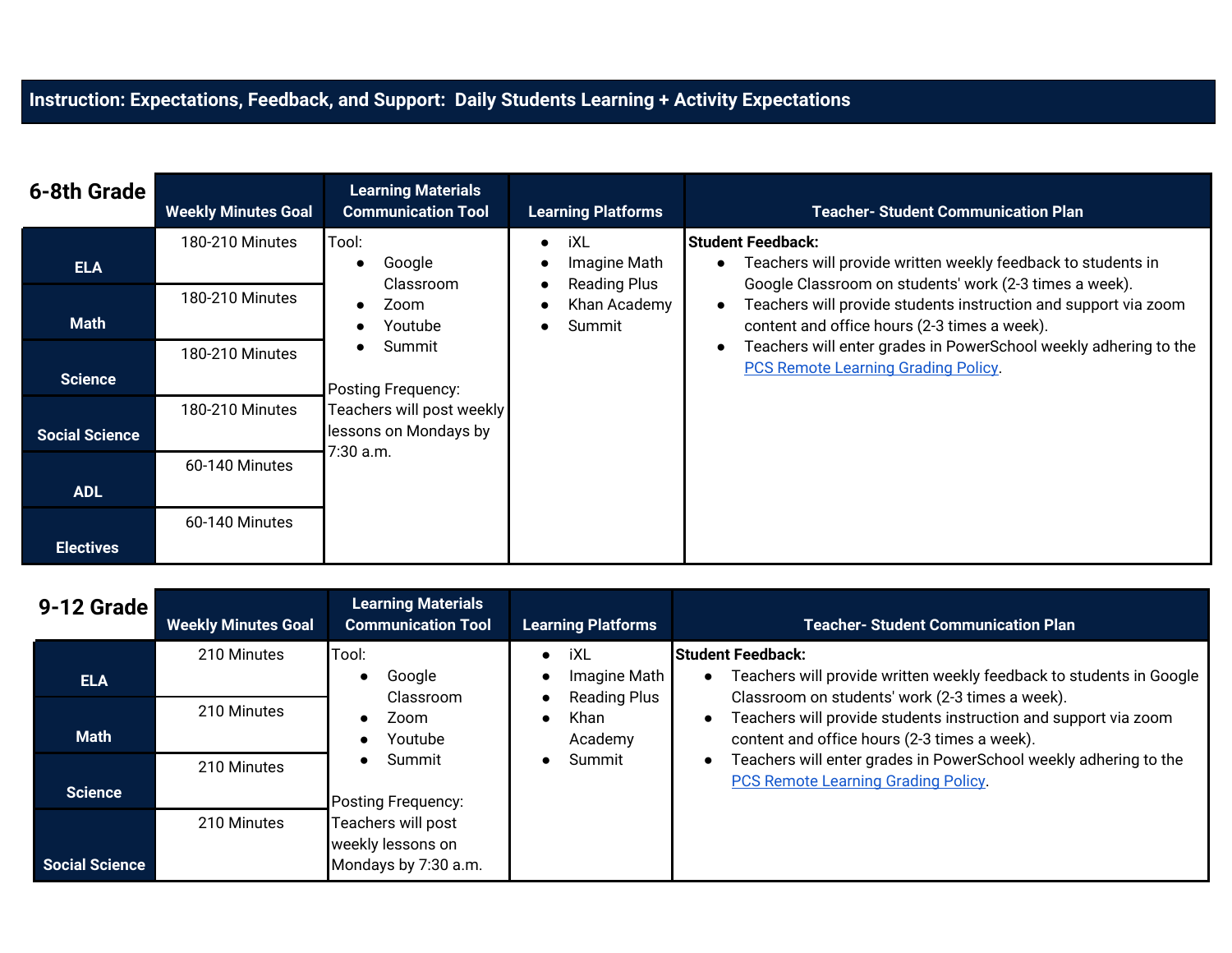## Instruction: Expectations, Feedback, and Support: Daily Students Learning + Activity Expectations

### 6-8th Grade

| 6-8th Grade | Weekly Minutes Goal | Learning Materials Communication Tool | Learning Platforms | Teacher- Student Communication Plan |
|---|---|---|---|---|
| ELA | 180-210 Minutes | Tool:<br>• Google Classroom<br>• Zoom<br>• Youtube<br>• Summit<br><br>Posting Frequency: Teachers will post weekly lessons on Mondays by 7:30 a.m. | • iXL<br>• Imagine Math<br>• Reading Plus<br>• Khan Academy<br>• Summit | **Student Feedback:**<br>• Teachers will provide written weekly feedback to students in Google Classroom on students' work (2-3 times a week).<br>• Teachers will provide students instruction and support via zoom content and office hours (2-3 times a week).<br>• Teachers will enter grades in PowerSchool weekly adhering to the PCS Remote Learning Grading Policy. |
| Math | 180-210 Minutes | | | |
| Science | 180-210 Minutes | | | |
| Social Science | 180-210 Minutes | | | |
| ADL | 60-140 Minutes | | | |
| Electives | 60-140 Minutes | | | |

### 9-12 Grade

| 9-12 Grade | Weekly Minutes Goal | Learning Materials Communication Tool | Learning Platforms | Teacher- Student Communication Plan |
|---|---|---|---|---|
| ELA | 210 Minutes | Tool:<br>• Google Classroom<br>• Zoom<br>• Youtube<br>• Summit<br><br>Posting Frequency: Teachers will post weekly lessons on Mondays by 7:30 a.m. | • iXL<br>• Imagine Math<br>• Reading Plus<br>• Khan Academy<br>• Summit | **Student Feedback:**<br>• Teachers will provide written weekly feedback to students in Google Classroom on students' work (2-3 times a week).<br>• Teachers will provide students instruction and support via zoom content and office hours (2-3 times a week).<br>• Teachers will enter grades in PowerSchool weekly adhering to the PCS Remote Learning Grading Policy. |
| Math | 210 Minutes | | | |
| Science | 210 Minutes | | | |
| Social Science | 210 Minutes | | | |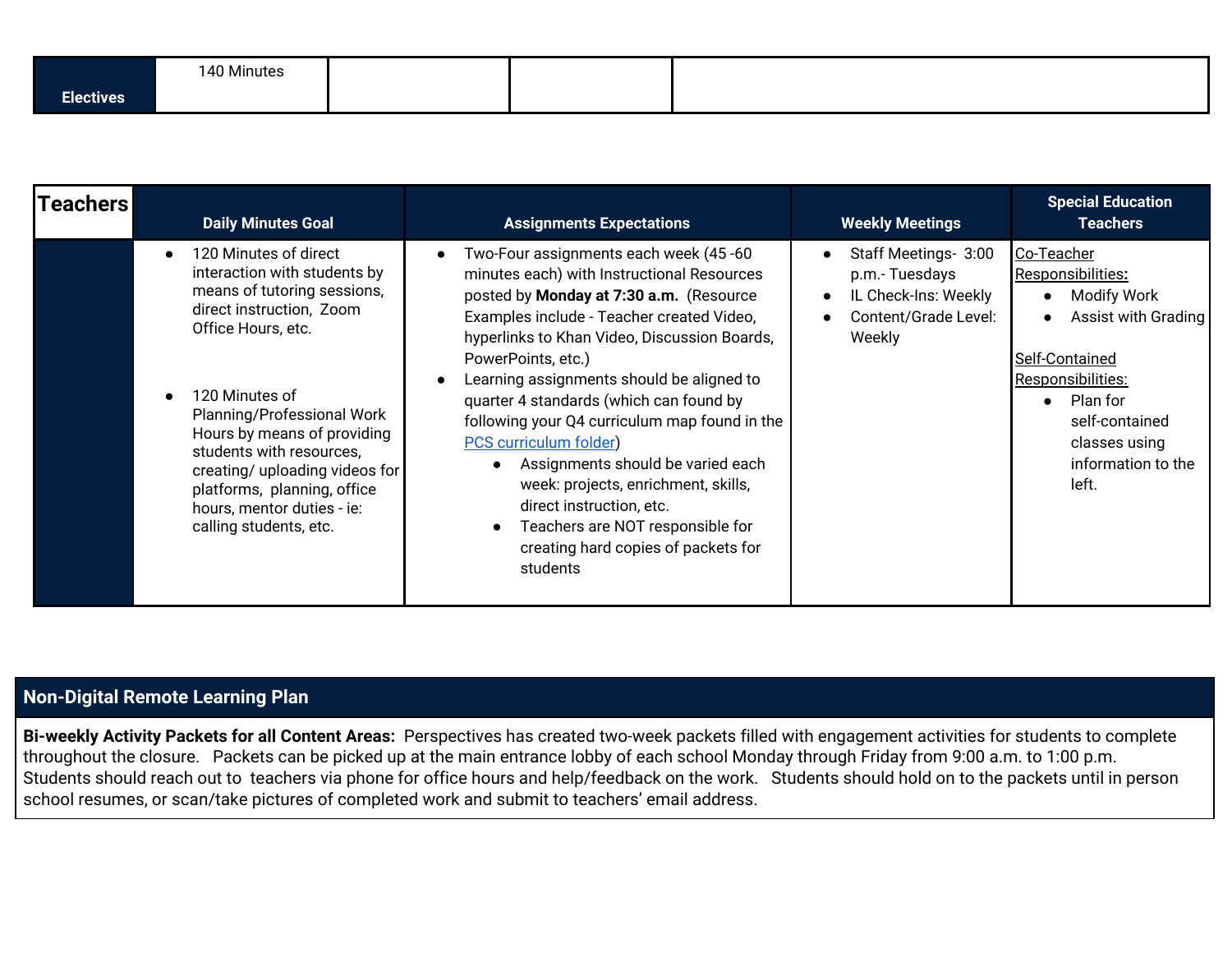| Electives | 140 Minutes | | | |
|---|---|---|---|---|

| Teachers | Daily Minutes Goal | Assignments Expectations | Weekly Meetings | Special Education Teachers |
|---|---|---|---|---|
| | • 120 Minutes of direct interaction with students by means of tutoring sessions, direct instruction, Zoom Office Hours, etc.<br><br>• 120 Minutes of Planning/Professional Work Hours by means of providing students with resources, creating/ uploading videos for platforms, planning, office hours, mentor duties - ie: calling students, etc. | • Two-Four assignments each week (45 -60 minutes each) with Instructional Resources posted by **Monday at 7:30 a.m.** (Resource Examples include - Teacher created Video, hyperlinks to Khan Video, Discussion Boards, PowerPoints, etc.)<br>• Learning assignments should be aligned to quarter 4 standards (which can found by following your Q4 curriculum map found in the PCS curriculum folder)<br>&nbsp;&nbsp;&nbsp;&nbsp;• Assignments should be varied each week: projects, enrichment, skills, direct instruction, etc.<br>&nbsp;&nbsp;&nbsp;&nbsp;• Teachers are NOT responsible for creating hard copies of packets for students | • Staff Meetings- 3:00 p.m.- Tuesdays<br>• IL Check-Ins: Weekly<br>• Content/Grade Level: Weekly | Co-Teacher Responsibilities:<br>• Modify Work<br>• Assist with Grading<br><br>Self-Contained Responsibilities:<br>• Plan for self-contained classes using information to the left. |

## Non-Digital Remote Learning Plan

**Bi-weekly Activity Packets for all Content Areas:** Perspectives has created two-week packets filled with engagement activities for students to complete throughout the closure. Packets can be picked up at the main entrance lobby of each school Monday through Friday from 9:00 a.m. to 1:00 p.m. Students should reach out to teachers via phone for office hours and help/feedback on the work. Students should hold on to the packets until in person school resumes, or scan/take pictures of completed work and submit to teachers' email address.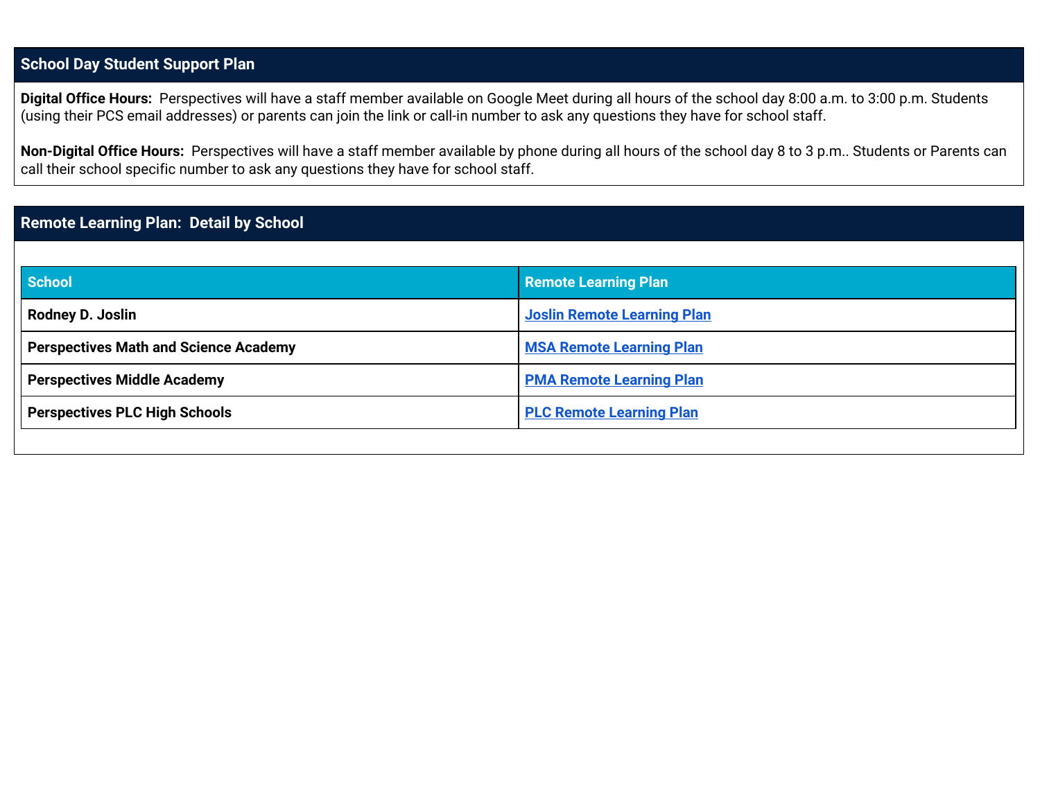## School Day Student Support Plan

**Digital Office Hours:** Perspectives will have a staff member available on Google Meet during all hours of the school day 8:00 a.m. to 3:00 p.m. Students (using their PCS email addresses) or parents can join the link or call-in number to ask any questions they have for school staff.

**Non-Digital Office Hours:** Perspectives will have a staff member available by phone during all hours of the school day 8 to 3 p.m.. Students or Parents can call their school specific number to ask any questions they have for school staff.

## Remote Learning Plan: Detail by School

| School | Remote Learning Plan |
|---|---|
| **Rodney D. Joslin** | **Joslin Remote Learning Plan** |
| **Perspectives Math and Science Academy** | **MSA Remote Learning Plan** |
| **Perspectives Middle Academy** | **PMA Remote Learning Plan** |
| **Perspectives PLC High Schools** | **PLC Remote Learning Plan** |